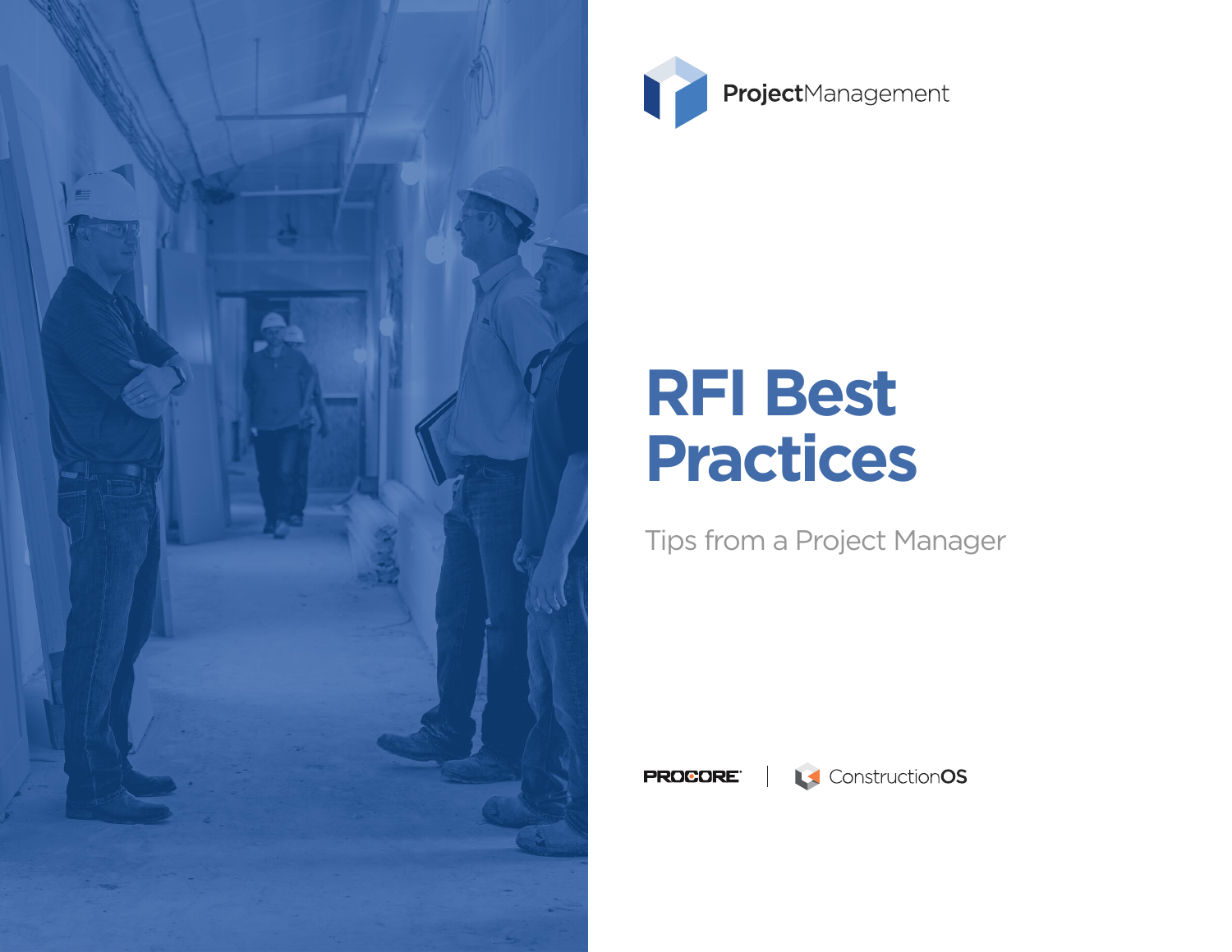ProjectManagement

# RFI Best Practices

Tips from a Project Manager

PROCORE | ConstructionOS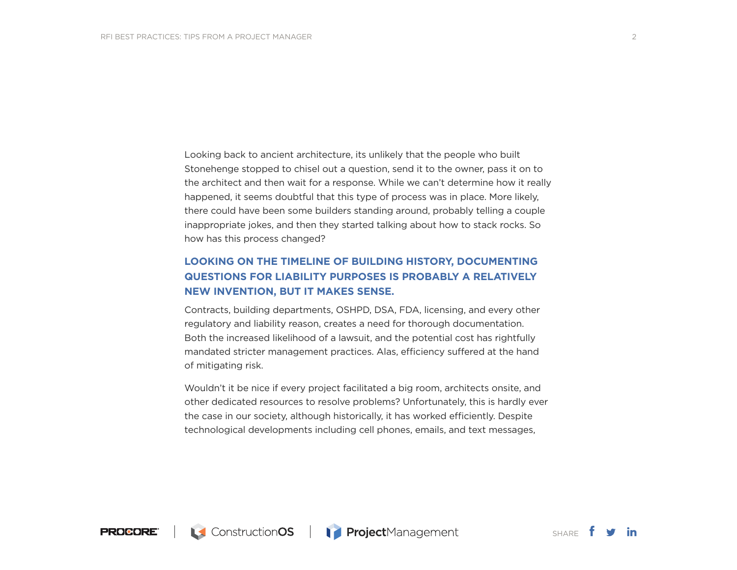Looking back to ancient architecture, its unlikely that the people who built Stonehenge stopped to chisel out a question, send it to the owner, pass it on to the architect and then wait for a response. While we can't determine how it really happened, it seems doubtful that this type of process was in place. More likely, there could have been some builders standing around, probably telling a couple inappropriate jokes, and then they started talking about how to stack rocks. So how has this process changed?

**LOOKING ON THE TIMELINE OF BUILDING HISTORY, DOCUMENTING QUESTIONS FOR LIABILITY PURPOSES IS PROBABLY A RELATIVELY NEW INVENTION, BUT IT MAKES SENSE.**

Contracts, building departments, OSHPD, DSA, FDA, licensing, and every other regulatory and liability reason, creates a need for thorough documentation. Both the increased likelihood of a lawsuit, and the potential cost has rightfully mandated stricter management practices. Alas, efficiency suffered at the hand of mitigating risk.

Wouldn't it be nice if every project facilitated a big room, architects onsite, and other dedicated resources to resolve problems? Unfortunately, this is hardly ever the case in our society, although historically, it has worked efficiently. Despite technological developments including cell phones, emails, and text messages,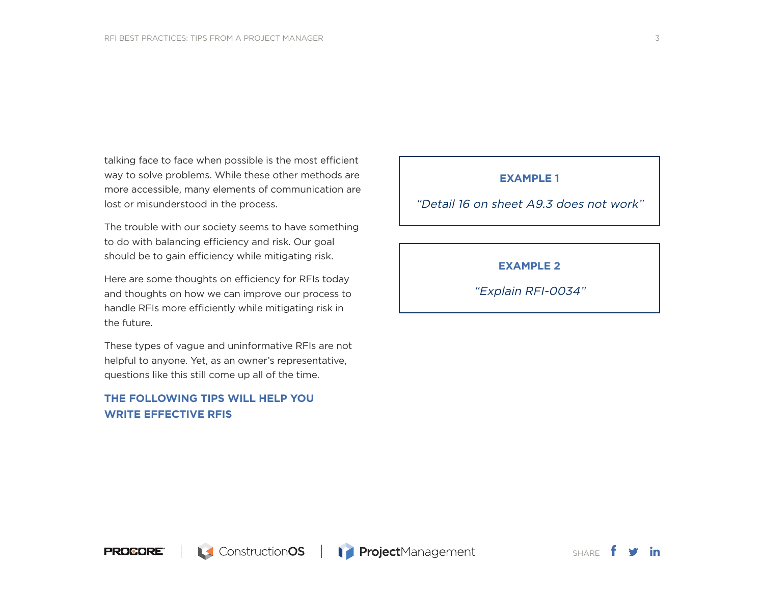talking face to face when possible is the most efficient way to solve problems. While these other methods are more accessible, many elements of communication are lost or misunderstood in the process.

The trouble with our society seems to have something to do with balancing efficiency and risk. Our goal should be to gain efficiency while mitigating risk.

Here are some thoughts on efficiency for RFIs today and thoughts on how we can improve our process to handle RFIs more efficiently while mitigating risk in the future.

These types of vague and uninformative RFIs are not helpful to anyone. Yet, as an owner's representative, questions like this still come up all of the time.

**THE FOLLOWING TIPS WILL HELP YOU WRITE EFFECTIVE RFIS**

**EXAMPLE 1**

*"Detail 16 on sheet A9.3 does not work"*

**EXAMPLE 2**

*"Explain RFI-0034"*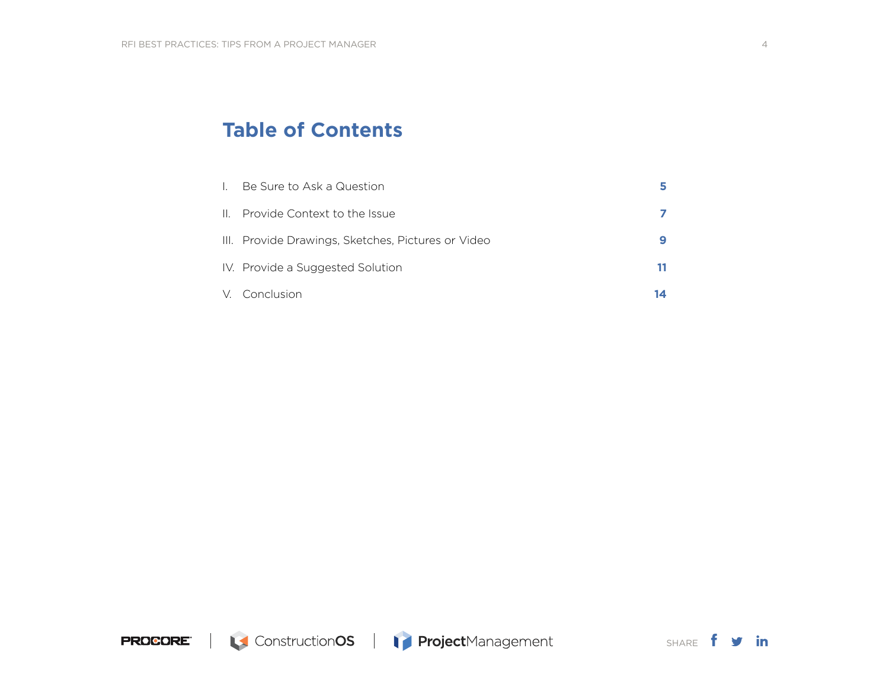# Table of Contents

| | | |
|---|---|---|
| I. | Be Sure to Ask a Question | **5** |
| II. | Provide Context to the Issue | **7** |
| III. | Provide Drawings, Sketches, Pictures or Video | **9** |
| IV. | Provide a Suggested Solution | **11** |
| V. | Conclusion | **14** |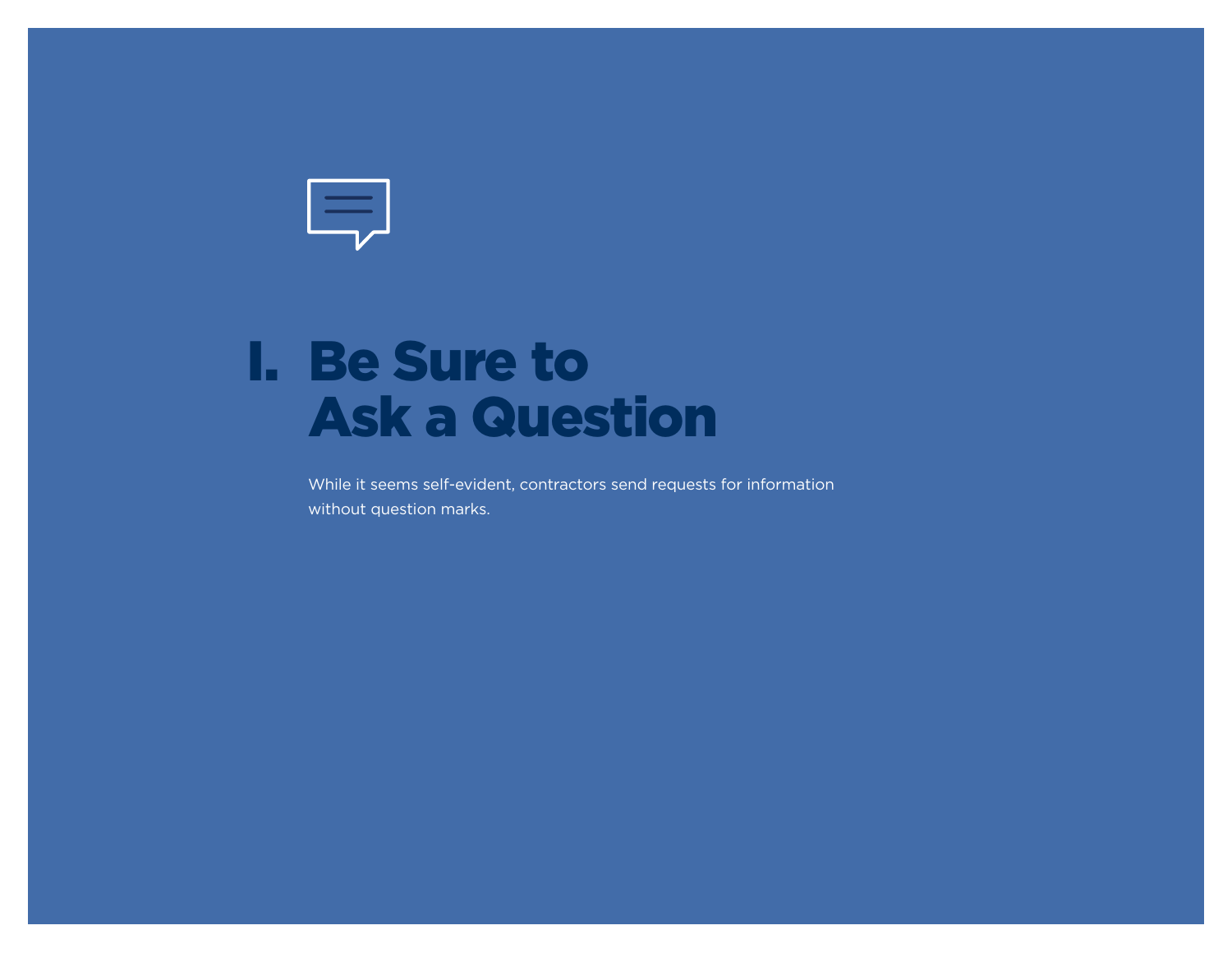# I. Be Sure to Ask a Question

While it seems self-evident, contractors send requests for information without question marks.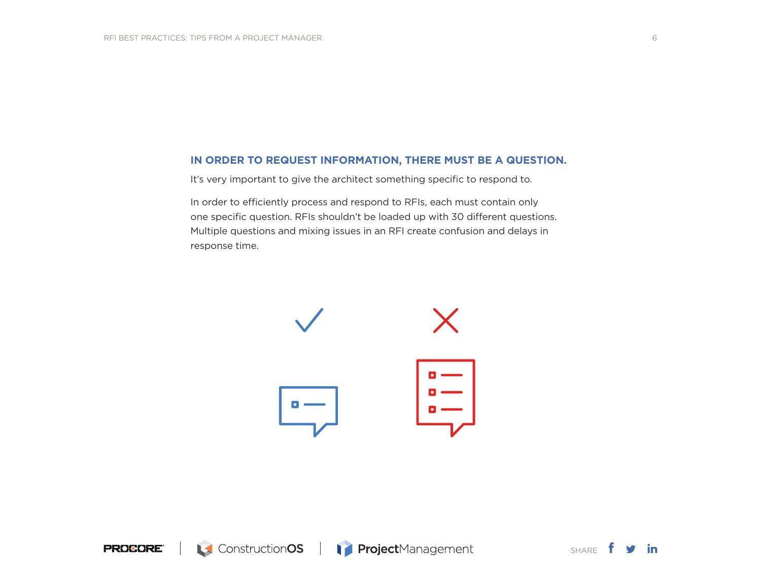## IN ORDER TO REQUEST INFORMATION, THERE MUST BE A QUESTION.

It's very important to give the architect something specific to respond to.

In order to efficiently process and respond to RFIs, each must contain only one specific question. RFIs shouldn't be loaded up with 30 different questions. Multiple questions and mixing issues in an RFI create confusion and delays in response time.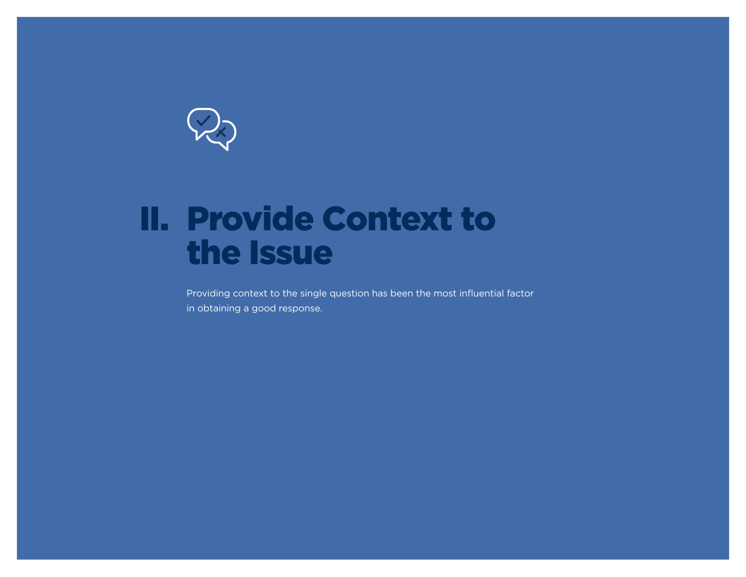# II. Provide Context to the Issue

Providing context to the single question has been the most influential factor in obtaining a good response.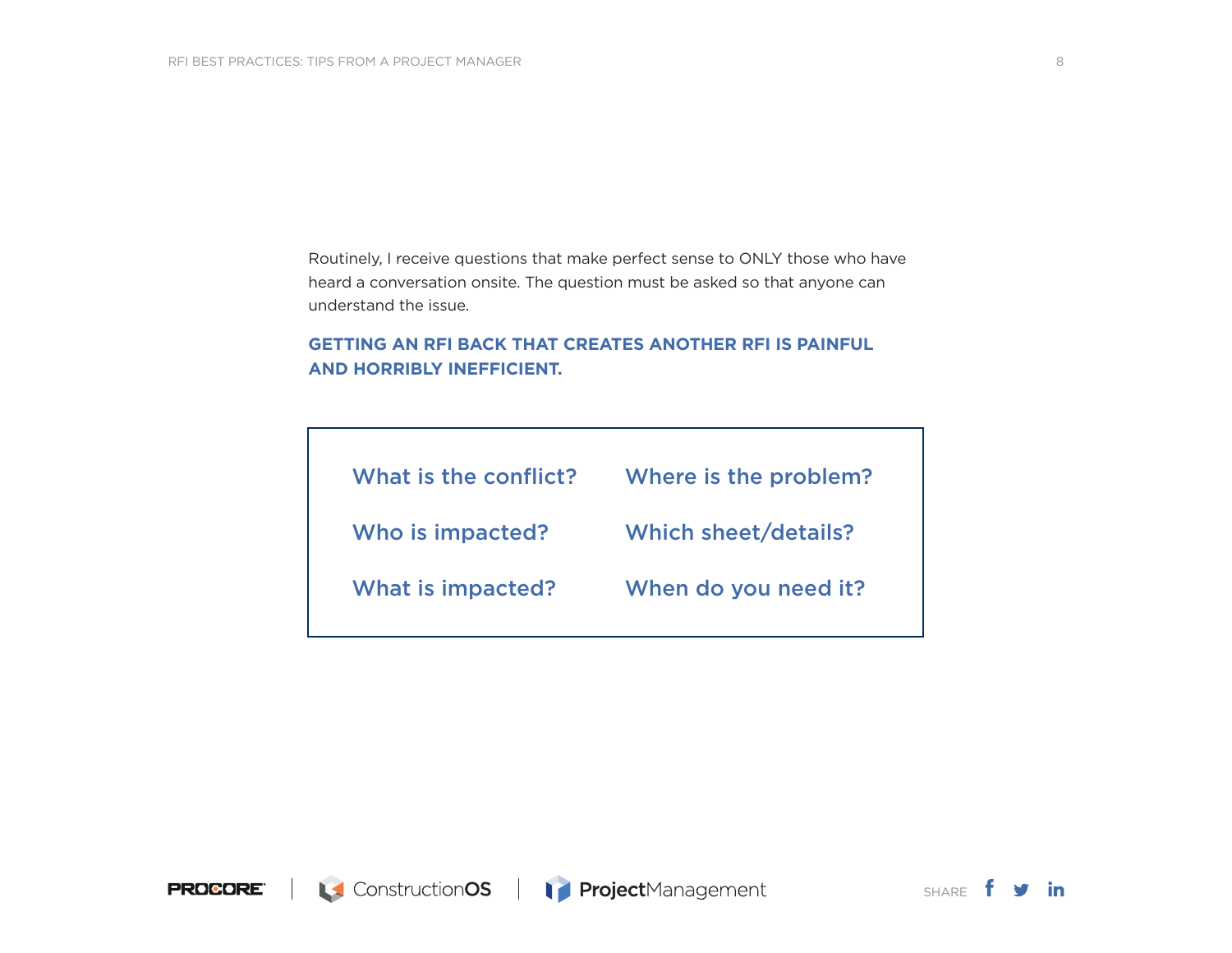Routinely, I receive questions that make perfect sense to ONLY those who have heard a conversation onsite. The question must be asked so that anyone can understand the issue.

**GETTING AN RFI BACK THAT CREATES ANOTHER RFI IS PAINFUL AND HORRIBLY INEFFICIENT.**

- What is the conflict?
- Who is impacted?
- What is impacted?
- Where is the problem?
- Which sheet/details?
- When do you need it?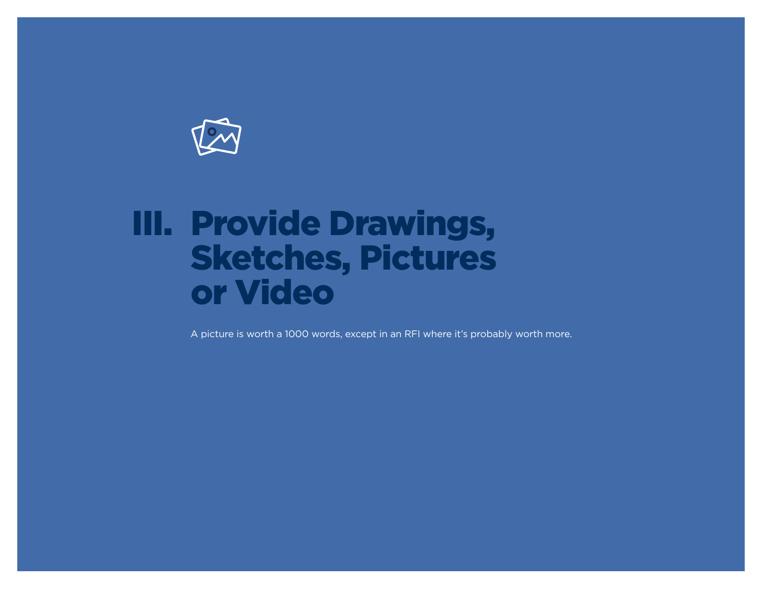# III. Provide Drawings, Sketches, Pictures or Video

A picture is worth a 1000 words, except in an RFI where it's probably worth more.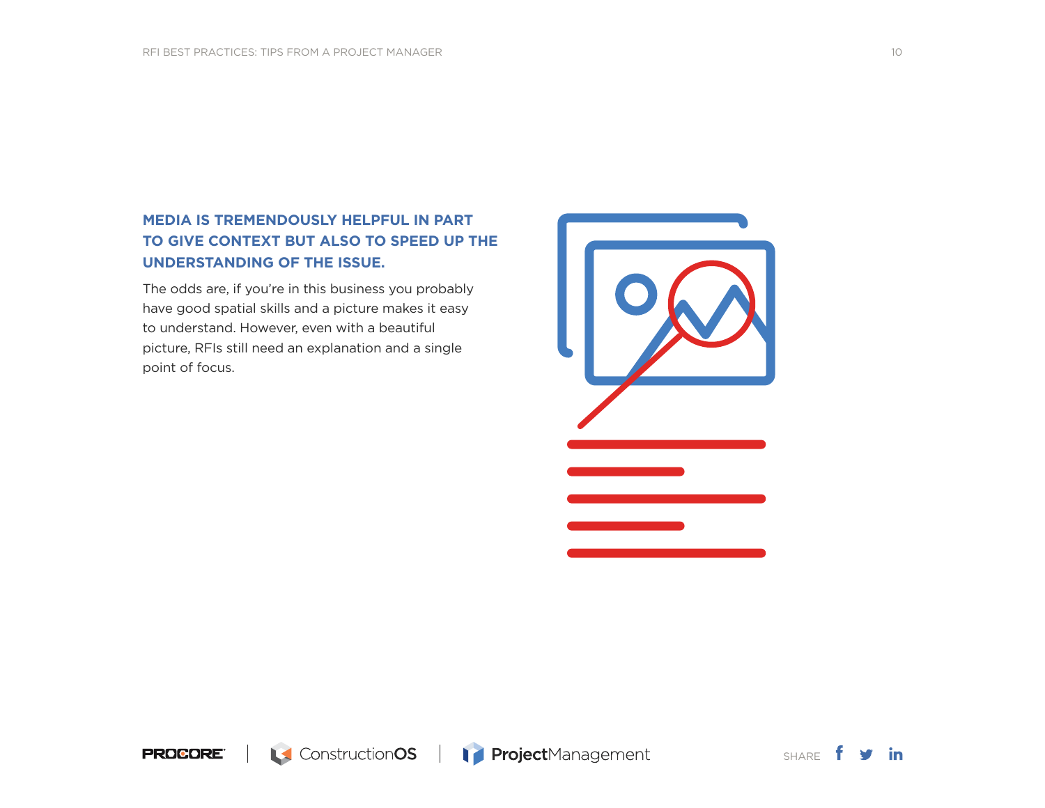## MEDIA IS TREMENDOUSLY HELPFUL IN PART TO GIVE CONTEXT BUT ALSO TO SPEED UP THE UNDERSTANDING OF THE ISSUE.

The odds are, if you're in this business you probably have good spatial skills and a picture makes it easy to understand. However, even with a beautiful picture, RFIs still need an explanation and a single point of focus.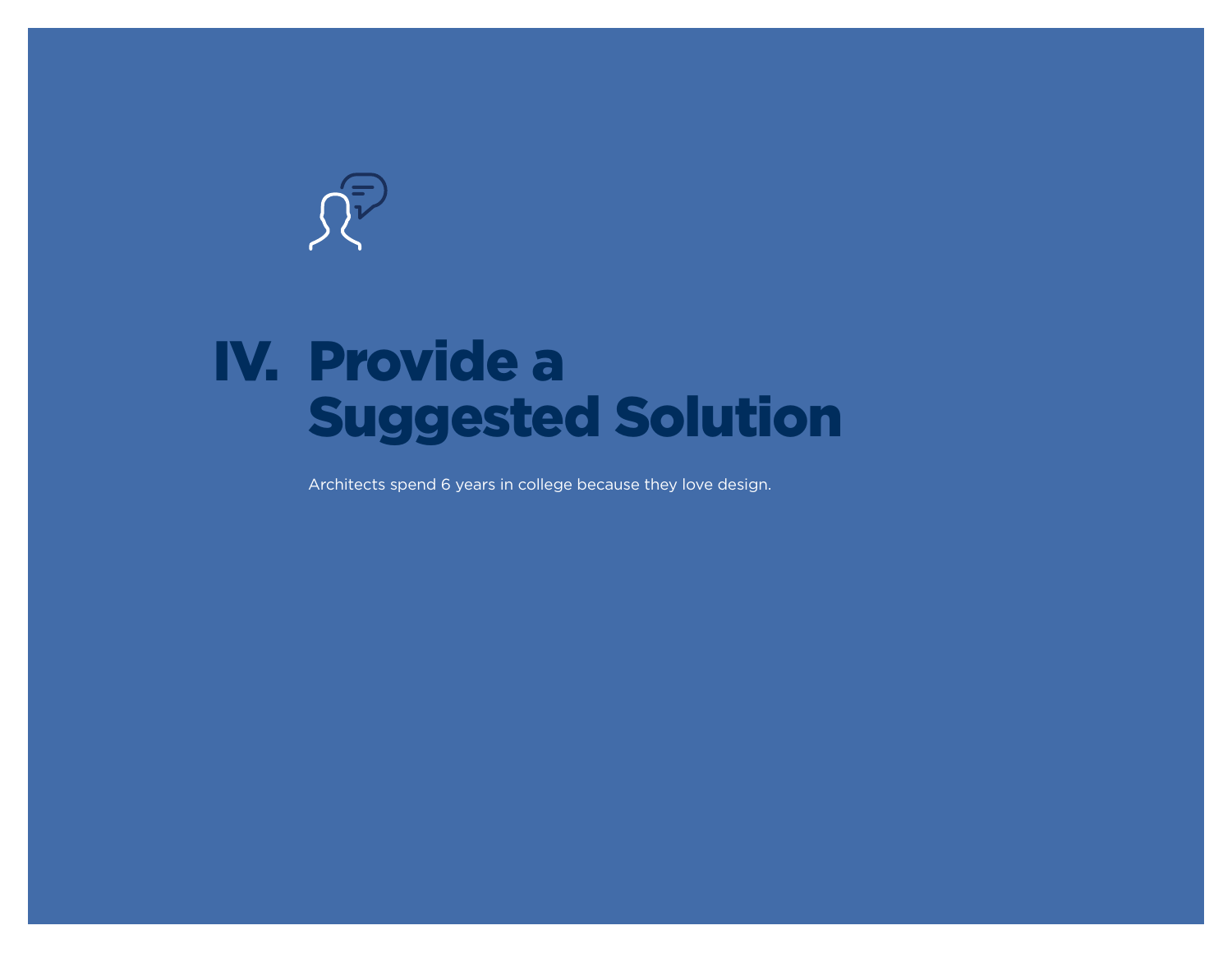# IV. Provide a Suggested Solution

Architects spend 6 years in college because they love design.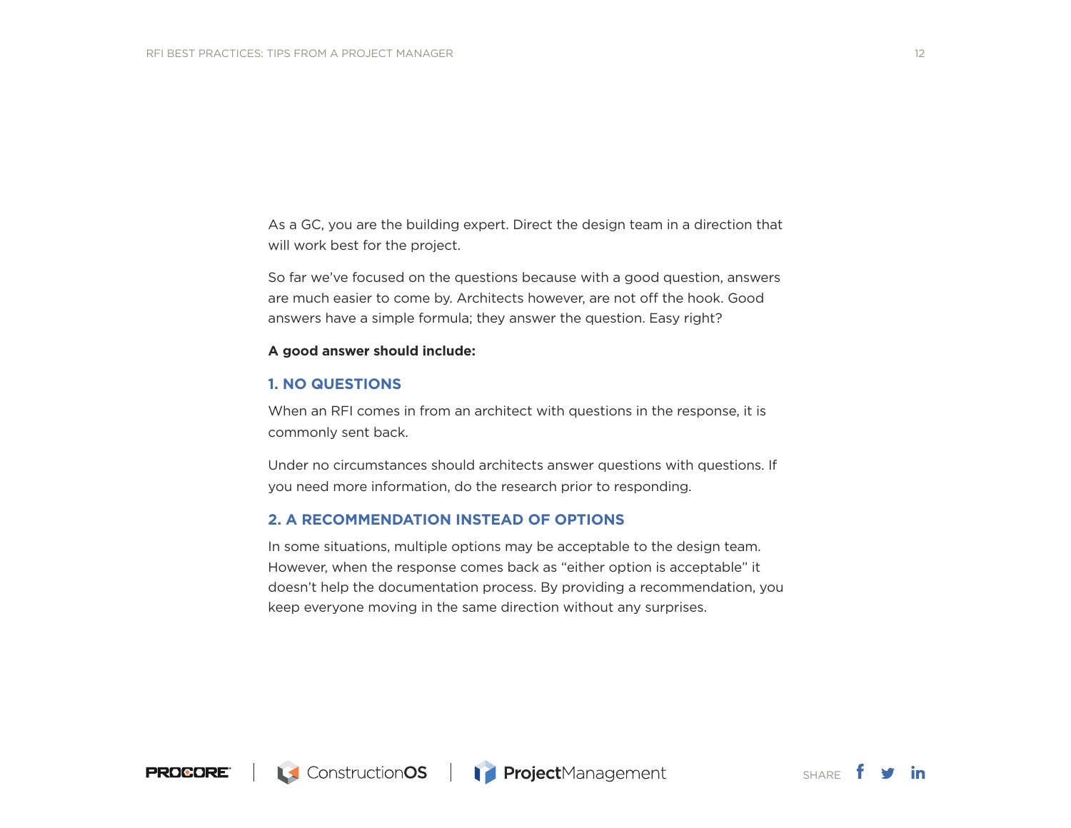As a GC, you are the building expert. Direct the design team in a direction that will work best for the project.

So far we've focused on the questions because with a good question, answers are much easier to come by. Architects however, are not off the hook. Good answers have a simple formula; they answer the question. Easy right?

**A good answer should include:**

### 1. NO QUESTIONS

When an RFI comes in from an architect with questions in the response, it is commonly sent back.

Under no circumstances should architects answer questions with questions. If you need more information, do the research prior to responding.

### 2. A RECOMMENDATION INSTEAD OF OPTIONS

In some situations, multiple options may be acceptable to the design team. However, when the response comes back as "either option is acceptable" it doesn't help the documentation process. By providing a recommendation, you keep everyone moving in the same direction without any surprises.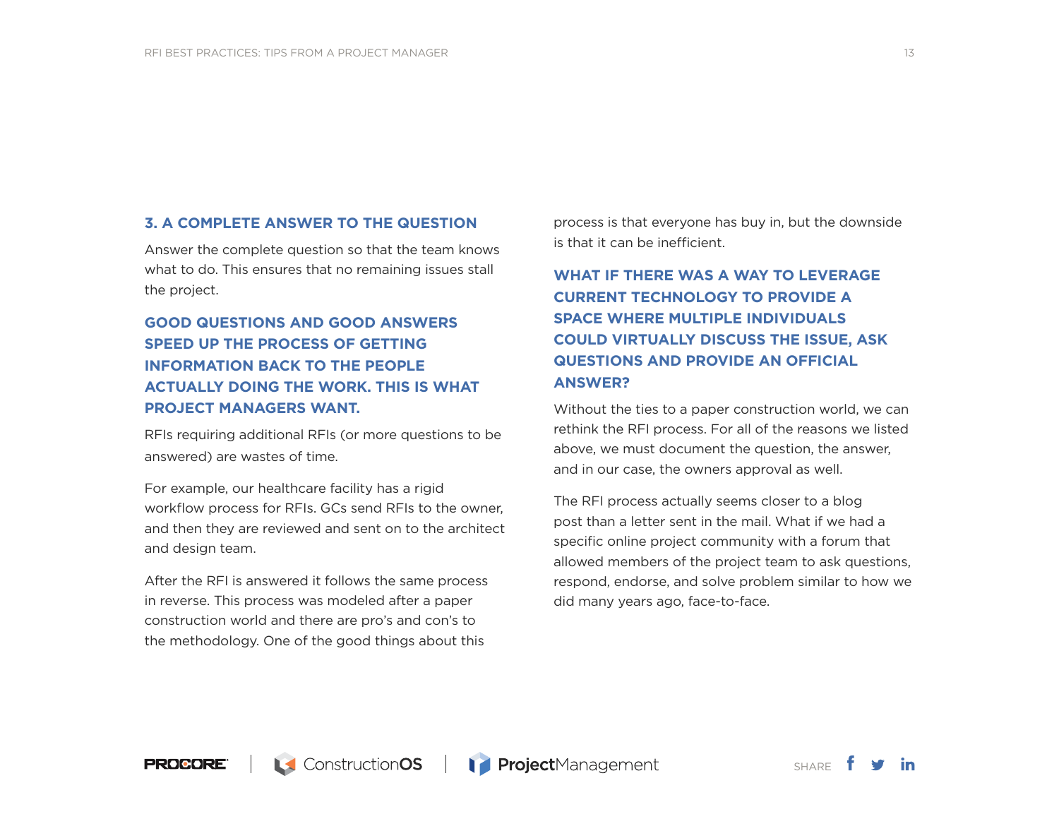### 3. A COMPLETE ANSWER TO THE QUESTION

Answer the complete question so that the team knows what to do. This ensures that no remaining issues stall the project.

**GOOD QUESTIONS AND GOOD ANSWERS SPEED UP THE PROCESS OF GETTING INFORMATION BACK TO THE PEOPLE ACTUALLY DOING THE WORK. THIS IS WHAT PROJECT MANAGERS WANT.**

RFIs requiring additional RFIs (or more questions to be answered) are wastes of time.

For example, our healthcare facility has a rigid workflow process for RFIs. GCs send RFIs to the owner, and then they are reviewed and sent on to the architect and design team.

After the RFI is answered it follows the same process in reverse. This process was modeled after a paper construction world and there are pro's and con's to the methodology. One of the good things about this process is that everyone has buy in, but the downside is that it can be inefficient.

**WHAT IF THERE WAS A WAY TO LEVERAGE CURRENT TECHNOLOGY TO PROVIDE A SPACE WHERE MULTIPLE INDIVIDUALS COULD VIRTUALLY DISCUSS THE ISSUE, ASK QUESTIONS AND PROVIDE AN OFFICIAL ANSWER?**

Without the ties to a paper construction world, we can rethink the RFI process. For all of the reasons we listed above, we must document the question, the answer, and in our case, the owners approval as well.

The RFI process actually seems closer to a blog post than a letter sent in the mail. What if we had a specific online project community with a forum that allowed members of the project team to ask questions, respond, endorse, and solve problem similar to how we did many years ago, face-to-face.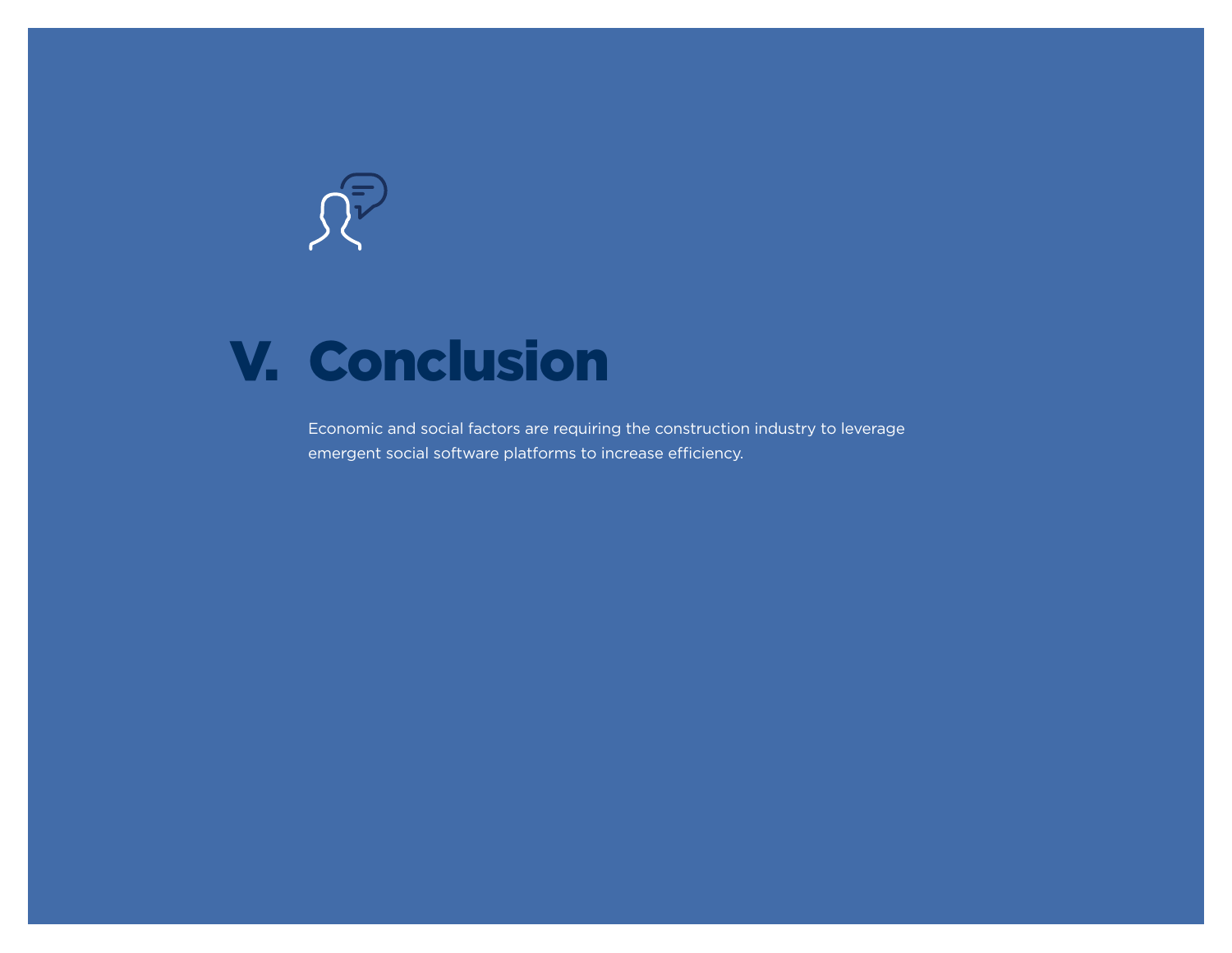# V. Conclusion

Economic and social factors are requiring the construction industry to leverage emergent social software platforms to increase efficiency.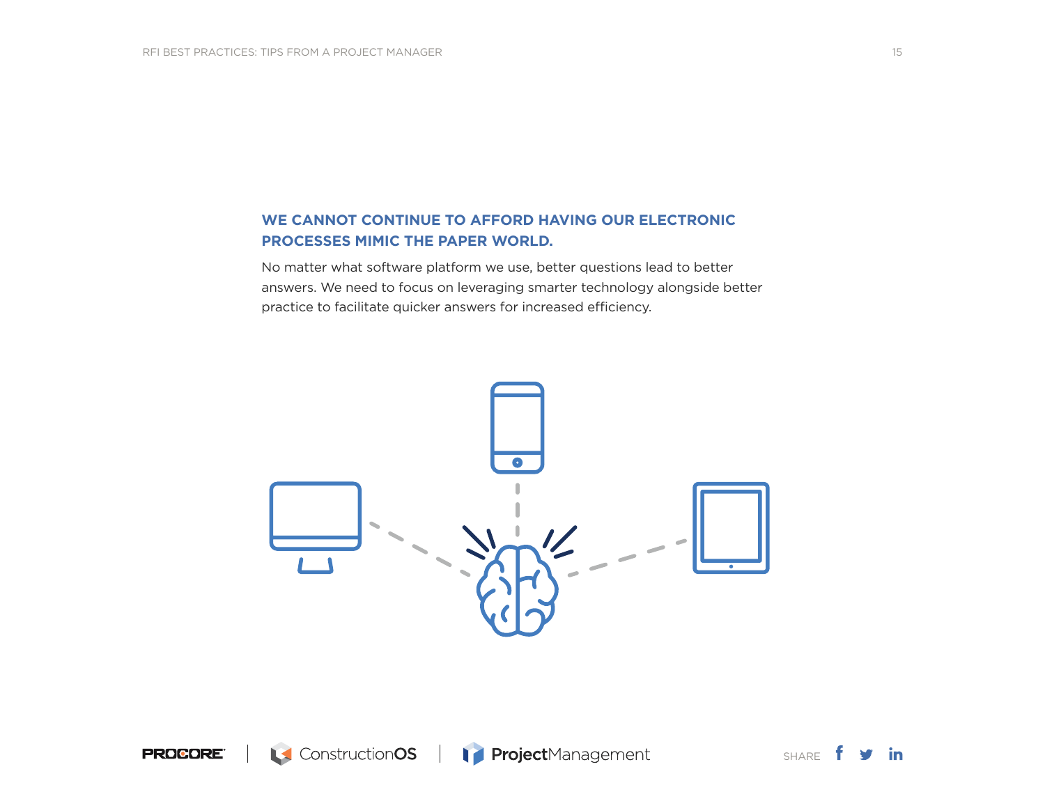## WE CANNOT CONTINUE TO AFFORD HAVING OUR ELECTRONIC PROCESSES MIMIC THE PAPER WORLD.

No matter what software platform we use, better questions lead to better answers. We need to focus on leveraging smarter technology alongside better practice to facilitate quicker answers for increased efficiency.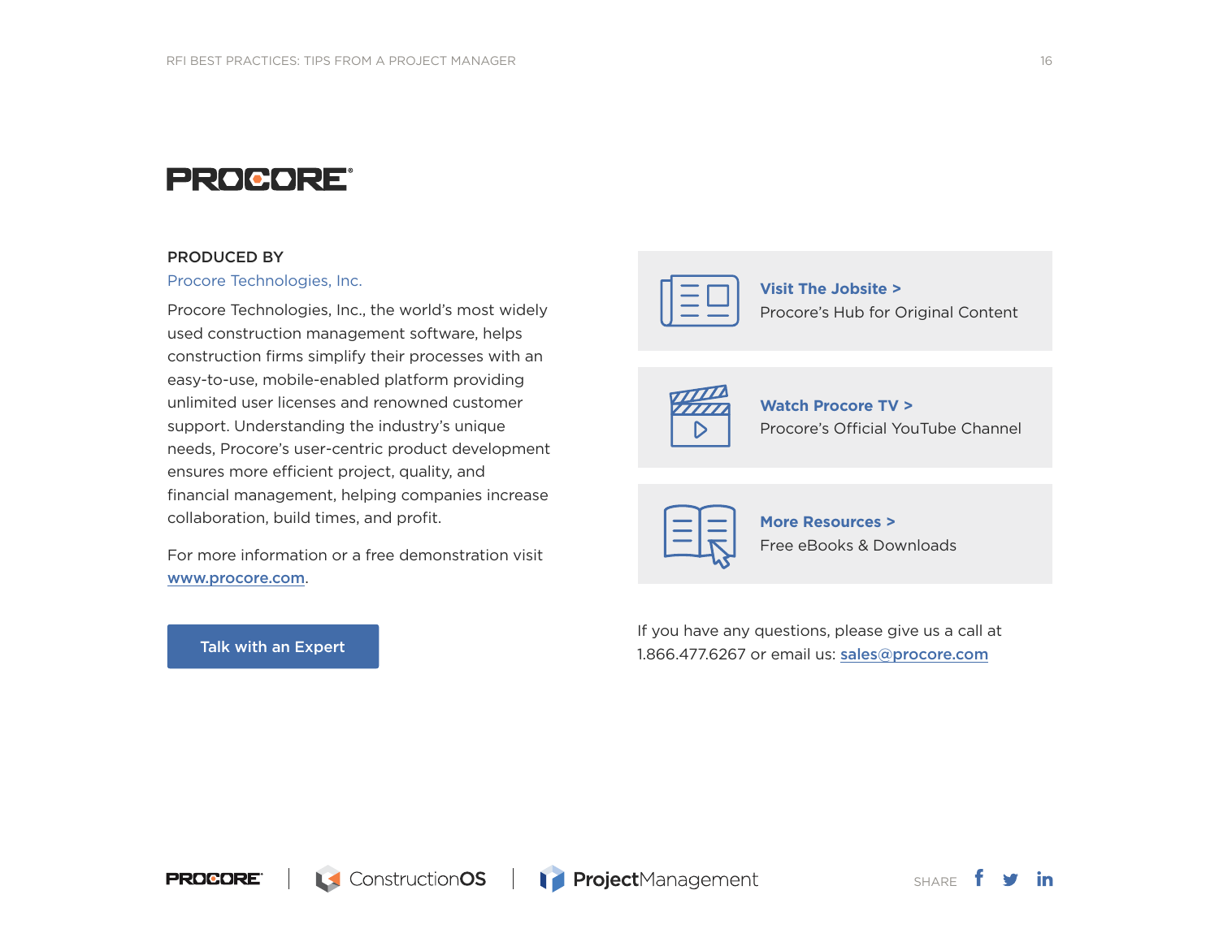PROCORE®

**PRODUCED BY**

Procore Technologies, Inc.

Procore Technologies, Inc., the world's most widely used construction management software, helps construction firms simplify their processes with an easy-to-use, mobile-enabled platform providing unlimited user licenses and renowned customer support. Understanding the industry's unique needs, Procore's user-centric product development ensures more efficient project, quality, and financial management, helping companies increase collaboration, build times, and profit.

For more information or a free demonstration visit www.procore.com.

Talk with an Expert

**Visit The Jobsite >**
Procore's Hub for Original Content

**Watch Procore TV >**
Procore's Official YouTube Channel

**More Resources >**
Free eBooks & Downloads

If you have any questions, please give us a call at 1.866.477.6267 or email us: sales@procore.com

PROCORE | ConstructionOS | ProjectManagement

SHARE